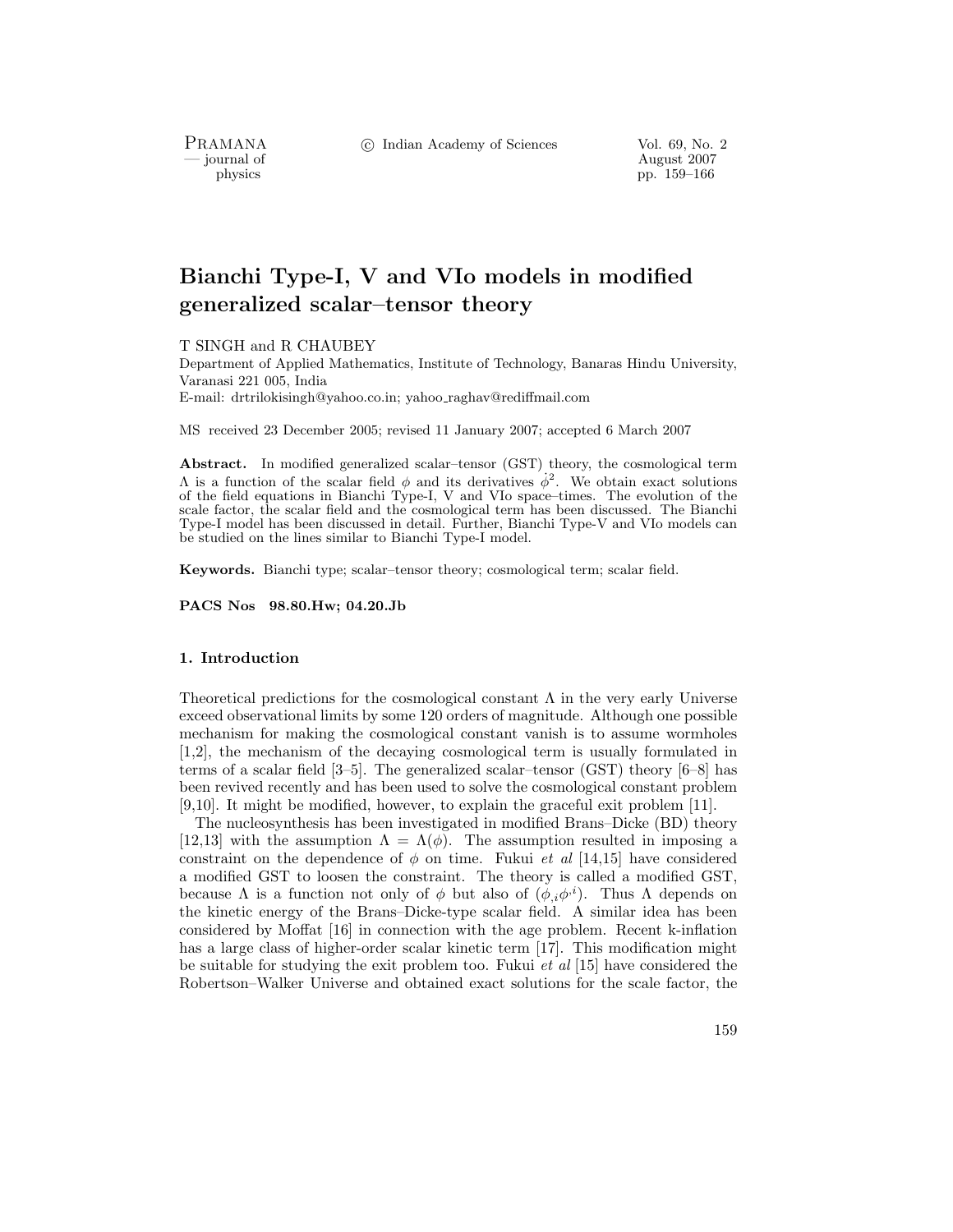# Bianchi Type-I, V and VIo models in modified generalized scalar–tensor theory

T SINGH and R CHAUBEY

Department of Applied Mathematics, Institute of Technology, Banaras Hindu University, Varanasi 221 005, India

E-mail: drtrilokisingh@yahoo.co.in; yahoo_raghav@rediffmail.com

MS received 23 December 2005; revised 11 January 2007; accepted 6 March 2007

**Abstract.** In modified generalized scalar–tensor (GST) theory, the cosmological term $\Lambda$ is a function of the scalar field $\phi$ and its derivatives $\dot{\phi}^2$. We obtain exact solutions of the field equations in Bianchi Type-I, V and VIo space–times. The evolution of the scale factor, the scalar field and the cosmological term has been discussed. The Bianchi Type-I model has been discussed in detail. Further, Bianchi Type-V and VIo models can be studied on the lines similar to Bianchi Type-I model.

**Keywords.** Bianchi type; scalar–tensor theory; cosmological term; scalar field.

**PACS Nos** 98.80.Hw; 04.20.Jb

## 1. Introduction

Theoretical predictions for the cosmological constant $\Lambda$ in the very early Universe exceed observational limits by some 120 orders of magnitude. Although one possible mechanism for making the cosmological constant vanish is to assume wormholes [1,2], the mechanism of the decaying cosmological term is usually formulated in terms of a scalar field [3–5]. The generalized scalar–tensor (GST) theory [6–8] has been revived recently and has been used to solve the cosmological constant problem [9,10]. It might be modified, however, to explain the graceful exit problem [11].

The nucleosynthesis has been investigated in modified Brans–Dicke (BD) theory [12,13] with the assumption $\Lambda = \Lambda(\phi)$. The assumption resulted in imposing a constraint on the dependence of $\phi$ on time. Fukui *et al* [14,15] have considered a modified GST to loosen the constraint. The theory is called a modified GST, because $\Lambda$ is a function not only of $\phi$ but also of $(\phi_{,i}\phi^{,i})$. Thus $\Lambda$ depends on the kinetic energy of the Brans–Dicke-type scalar field. A similar idea has been considered by Moffat [16] in connection with the age problem. Recent k-inflation has a large class of higher-order scalar kinetic term [17]. This modification might be suitable for studying the exit problem too. Fukui *et al* [15] have considered the Robertson–Walker Universe and obtained exact solutions for the scale factor, the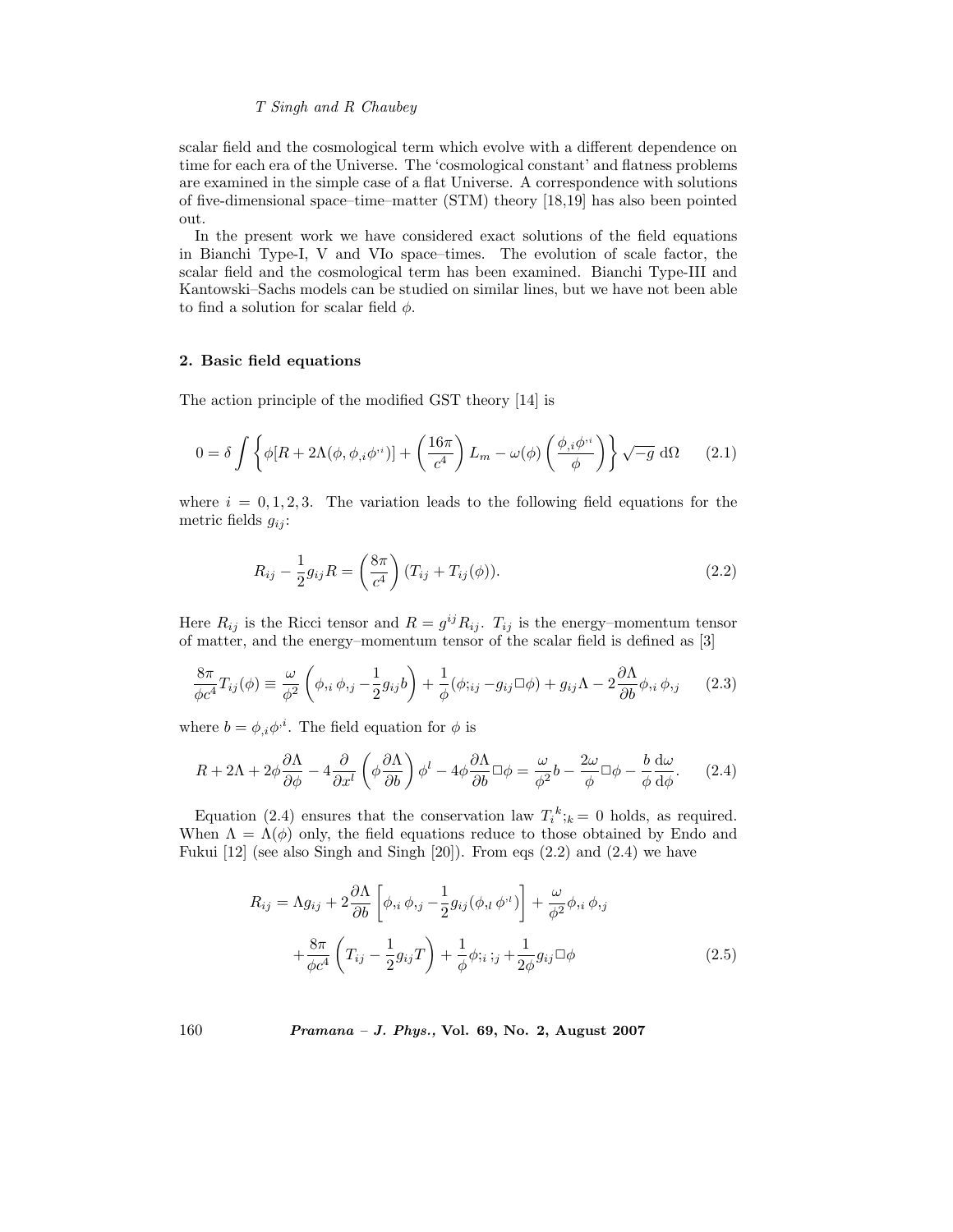scalar field and the cosmological term which evolve with a different dependence on time for each era of the Universe. The 'cosmological constant' and flatness problems are examined in the simple case of a flat Universe. A correspondence with solutions of five-dimensional space–time–matter (STM) theory [18,19] has also been pointed out.

In the present work we have considered exact solutions of the field equations in Bianchi Type-I, V and VIo space–times. The evolution of scale factor, the scalar field and the cosmological term has been examined. Bianchi Type-III and Kantowski–Sachs models can be studied on similar lines, but we have not been able to find a solution for scalar field $\phi$.

## 2. Basic field equations

The action principle of the modified GST theory [14] is

$$0 = \delta \int \left\{ \phi[R + 2\Lambda(\phi, \phi_{,i}\phi^{,i})] + \left(\frac{16\pi}{c^4}\right) L_m - \omega(\phi)\left(\frac{\phi_{,i}\phi^{,i}}{\phi}\right) \right\} \sqrt{-g}\ \mathrm{d}\Omega \tag{2.1}$$

where $i = 0, 1, 2, 3$. The variation leads to the following field equations for the metric fields $g_{ij}$:

$$R_{ij} - \frac{1}{2} g_{ij} R = \left(\frac{8\pi}{c^4}\right)(T_{ij} + T_{ij}(\phi)). \tag{2.2}$$

Here $R_{ij}$ is the Ricci tensor and $R = g^{ij}R_{ij}$. $T_{ij}$ is the energy–momentum tensor of matter, and the energy–momentum tensor of the scalar field is defined as [3]

$$\frac{8\pi}{\phi c^4} T_{ij}(\phi) \equiv \frac{\omega}{\phi^2}\left(\phi_{,i}\,\phi_{,j} - \frac{1}{2} g_{ij} b\right) + \frac{1}{\phi}(\phi_{;ij} - g_{ij}\Box\phi) + g_{ij}\Lambda - 2\frac{\partial\Lambda}{\partial b}\phi_{,i}\,\phi_{,j} \tag{2.3}$$

where $b = \phi_{,i}\phi^{,i}$. The field equation for $\phi$ is

$$R + 2\Lambda + 2\phi\frac{\partial\Lambda}{\partial\phi} - 4\frac{\partial}{\partial x^l}\left(\phi\frac{\partial\Lambda}{\partial b}\right)\phi^l - 4\phi\frac{\partial\Lambda}{\partial b}\Box\phi = \frac{\omega}{\phi^2}b - \frac{2\omega}{\phi}\Box\phi - \frac{b}{\phi}\frac{\mathrm{d}\omega}{\mathrm{d}\phi}. \tag{2.4}$$

Equation (2.4) ensures that the conservation law $T_i{}^k{}_{;k} = 0$ holds, as required. When $\Lambda = \Lambda(\phi)$ only, the field equations reduce to those obtained by Endo and Fukui [12] (see also Singh and Singh [20]). From eqs (2.2) and (2.4) we have

$$\begin{aligned} R_{ij} = \Lambda g_{ij} &+ 2\frac{\partial\Lambda}{\partial b}\left[\phi_{,i}\,\phi_{,j} - \frac{1}{2} g_{ij}(\phi_{,l}\,\phi^{,l})\right] + \frac{\omega}{\phi^2}\phi_{,i}\,\phi_{,j} \\ &+ \frac{8\pi}{\phi c^4}\left(T_{ij} - \frac{1}{2} g_{ij} T\right) + \frac{1}{\phi}\phi_{;i\,;j} + \frac{1}{2\phi} g_{ij}\Box\phi \end{aligned} \tag{2.5}$$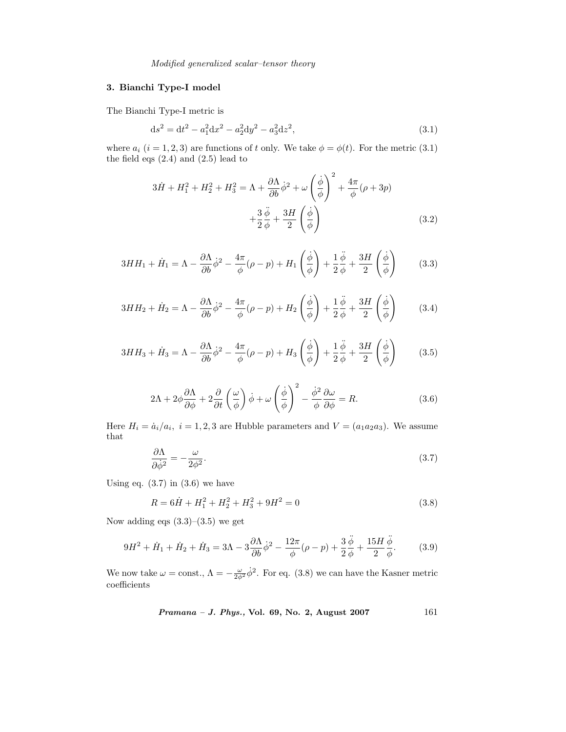## 3. Bianchi Type-I model

The Bianchi Type-I metric is

$$\mathrm{d}s^2 = \mathrm{d}t^2 - a_1^2\mathrm{d}x^2 - a_2^2\mathrm{d}y^2 - a_3^2\mathrm{d}z^2, \tag{3.1}$$

where $a_i$ $(i = 1, 2, 3)$ are functions of $t$ only. We take $\phi = \phi(t)$. For the metric (3.1) the field eqs (2.4) and (2.5) lead to

$$3\dot{H} + H_1^2 + H_2^2 + H_3^2 = \Lambda + \frac{\partial \Lambda}{\partial b}\dot{\phi}^2 + \omega\left(\frac{\dot{\phi}}{\phi}\right)^2 + \frac{4\pi}{\phi}(\rho + 3p) + \frac{3}{2}\frac{\ddot{\phi}}{\phi} + \frac{3H}{2}\left(\frac{\dot{\phi}}{\phi}\right) \tag{3.2}$$

$$3HH_1 + \dot{H}_1 = \Lambda - \frac{\partial \Lambda}{\partial b}\dot{\phi}^2 - \frac{4\pi}{\phi}(\rho - p) + H_1\left(\frac{\dot{\phi}}{\phi}\right) + \frac{1}{2}\frac{\ddot{\phi}}{\phi} + \frac{3H}{2}\left(\frac{\dot{\phi}}{\phi}\right) \tag{3.3}$$

$$3HH_2 + \dot{H}_2 = \Lambda - \frac{\partial \Lambda}{\partial b}\dot{\phi}^2 - \frac{4\pi}{\phi}(\rho - p) + H_2\left(\frac{\dot{\phi}}{\phi}\right) + \frac{1}{2}\frac{\ddot{\phi}}{\phi} + \frac{3H}{2}\left(\frac{\dot{\phi}}{\phi}\right) \tag{3.4}$$

$$3HH_3 + \dot{H}_3 = \Lambda - \frac{\partial \Lambda}{\partial b}\dot{\phi}^2 - \frac{4\pi}{\phi}(\rho - p) + H_3\left(\frac{\dot{\phi}}{\phi}\right) + \frac{1}{2}\frac{\ddot{\phi}}{\phi} + \frac{3H}{2}\left(\frac{\dot{\phi}}{\phi}\right) \tag{3.5}$$

$$2\Lambda + 2\phi\frac{\partial \Lambda}{\partial \phi} + 2\frac{\partial}{\partial t}\left(\frac{\omega}{\phi}\right)\dot{\phi} + \omega\left(\frac{\dot{\phi}}{\phi}\right)^2 - \frac{\dot{\phi}^2}{\phi}\frac{\partial \omega}{\partial \phi} = R. \tag{3.6}$$

Here $H_i = \dot{a}_i/a_i,\ i = 1, 2, 3$ are Hubble parameters and $V = (a_1a_2a_3)$. We assume that

$$\frac{\partial \Lambda}{\partial \dot{\phi}^2} = -\frac{\omega}{2\phi^2}. \tag{3.7}$$

Using eq. (3.7) in (3.6) we have

$$R = 6\dot{H} + H_1^2 + H_2^2 + H_3^2 + 9H^2 = 0 \tag{3.8}$$

Now adding eqs (3.3)–(3.5) we get

$$9H^2 + \dot{H}_1 + \dot{H}_2 + \dot{H}_3 = 3\Lambda - 3\frac{\partial \Lambda}{\partial b}\dot{\phi}^2 - \frac{12\pi}{\phi}(\rho - p) + \frac{3}{2}\frac{\ddot{\phi}}{\phi} + \frac{15H}{2}\frac{\ddot{\phi}}{\phi}. \tag{3.9}$$

We now take $\omega = \text{const.}$, $\Lambda = -\frac{\omega}{2\phi^2}\dot{\phi}^2$. For eq. (3.8) we can have the Kasner metric coefficients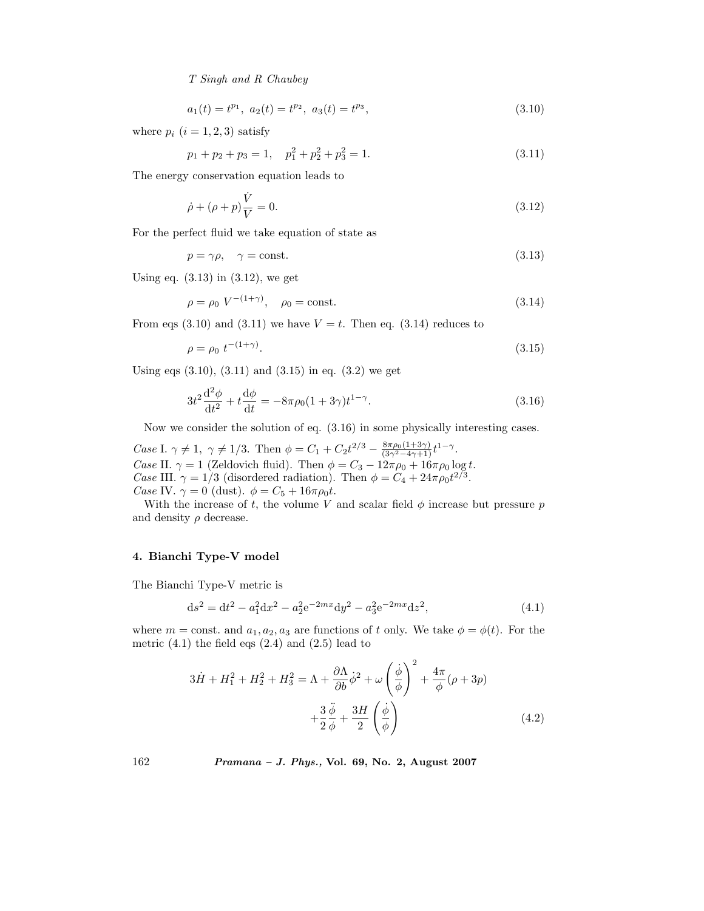$$a_1(t) = t^{p_1},\ a_2(t) = t^{p_2},\ a_3(t) = t^{p_3}, \tag{3.10}$$

where $p_i$ $(i = 1, 2, 3)$ satisfy

$$p_1 + p_2 + p_3 = 1, \quad p_1^2 + p_2^2 + p_3^2 = 1. \tag{3.11}$$

The energy conservation equation leads to

$$\dot{\rho} + (\rho + p)\frac{\dot{V}}{V} = 0. \tag{3.12}$$

For the perfect fluid we take equation of state as

$$p = \gamma\rho, \quad \gamma = \text{const.} \tag{3.13}$$

Using eq. (3.13) in (3.12), we get

$$\rho = \rho_0\ V^{-(1+\gamma)}, \quad \rho_0 = \text{const.} \tag{3.14}$$

From eqs (3.10) and (3.11) we have $V = t$. Then eq. (3.14) reduces to

$$\rho = \rho_0\ t^{-(1+\gamma)}. \tag{3.15}$$

Using eqs (3.10), (3.11) and (3.15) in eq. (3.2) we get

$$3t^2\frac{\mathrm{d}^2\phi}{\mathrm{d}t^2} + t\frac{\mathrm{d}\phi}{\mathrm{d}t} = -8\pi\rho_0(1+3\gamma)t^{1-\gamma}. \tag{3.16}$$

Now we consider the solution of eq. (3.16) in some physically interesting cases.

*Case* I. $\gamma \neq 1,\ \gamma \neq 1/3$. Then $\phi = C_1 + C_2 t^{2/3} - \frac{8\pi\rho_0(1+3\gamma)}{(3\gamma^2-4\gamma+1)}t^{1-\gamma}$.
*Case* II. $\gamma = 1$ (Zeldovich fluid). Then $\phi = C_3 - 12\pi\rho_0 + 16\pi\rho_0 \log t$.
*Case* III. $\gamma = 1/3$ (disordered radiation). Then $\phi = C_4 + 24\pi\rho_0 t^{2/3}$.
*Case* IV. $\gamma = 0$ (dust). $\phi = C_5 + 16\pi\rho_0 t$.

With the increase of $t$, the volume $V$ and scalar field $\phi$ increase but pressure $p$ and density $\rho$ decrease.

## 4. Bianchi Type-V model

The Bianchi Type-V metric is

$$\mathrm{d}s^2 = \mathrm{d}t^2 - a_1^2\mathrm{d}x^2 - a_2^2\mathrm{e}^{-2mx}\mathrm{d}y^2 - a_3^2\mathrm{e}^{-2mx}\mathrm{d}z^2, \tag{4.1}$$

where $m = $ const. and $a_1, a_2, a_3$ are functions of $t$ only. We take $\phi = \phi(t)$. For the metric (4.1) the field eqs (2.4) and (2.5) lead to

$$3\dot{H} + H_1^2 + H_2^2 + H_3^2 = \Lambda + \frac{\partial\Lambda}{\partial b}\dot{\phi}^2 + \omega\left(\frac{\dot{\phi}}{\phi}\right)^2 + \frac{4\pi}{\phi}(\rho + 3p) + \frac{3}{2}\frac{\ddot{\phi}}{\phi} + \frac{3H}{2}\left(\frac{\dot{\phi}}{\phi}\right) \tag{4.2}$$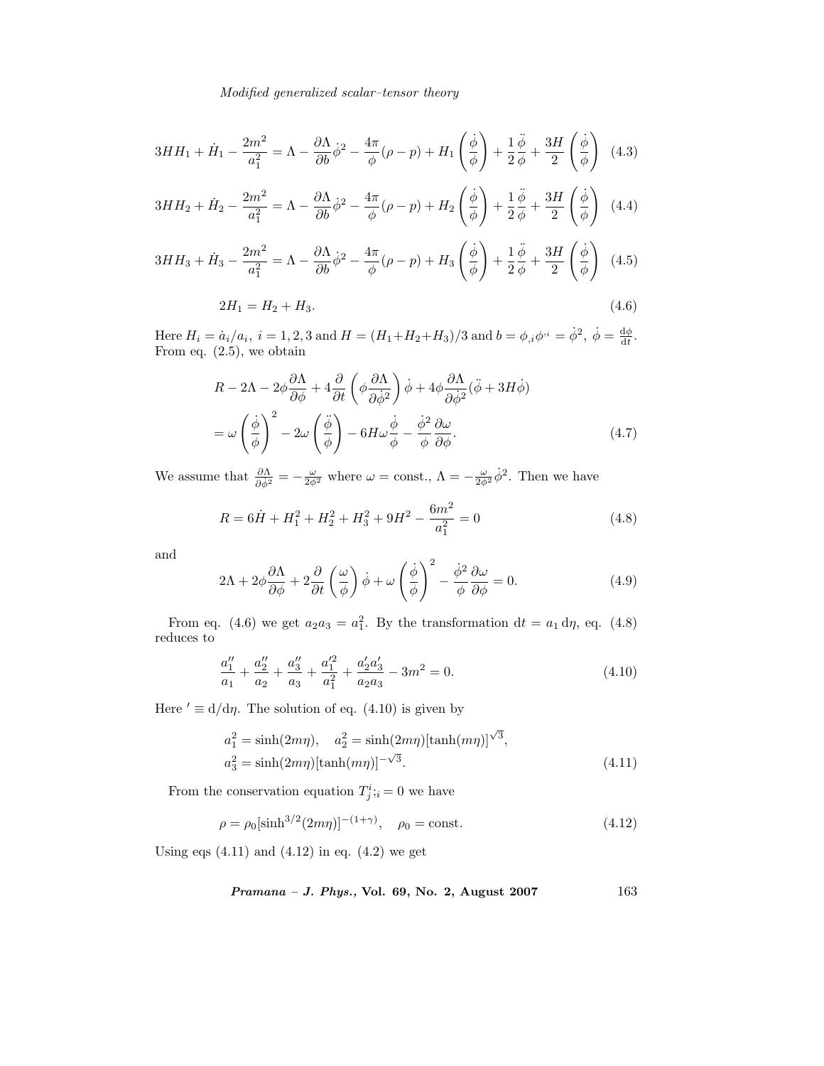$$3HH_1 + \dot{H}_1 - \frac{2m^2}{a_1^2} = \Lambda - \frac{\partial \Lambda}{\partial b}\dot{\phi}^2 - \frac{4\pi}{\phi}(\rho - p) + H_1\left(\frac{\dot{\phi}}{\phi}\right) + \frac{1}{2}\frac{\ddot{\phi}}{\phi} + \frac{3H}{2}\left(\frac{\dot{\phi}}{\phi}\right) \tag{4.3}$$

$$3HH_2 + \dot{H}_2 - \frac{2m^2}{a_1^2} = \Lambda - \frac{\partial \Lambda}{\partial b}\dot{\phi}^2 - \frac{4\pi}{\phi}(\rho - p) + H_2\left(\frac{\dot{\phi}}{\phi}\right) + \frac{1}{2}\frac{\ddot{\phi}}{\phi} + \frac{3H}{2}\left(\frac{\dot{\phi}}{\phi}\right) \tag{4.4}$$

$$3HH_3 + \dot{H}_3 - \frac{2m^2}{a_1^2} = \Lambda - \frac{\partial \Lambda}{\partial b}\dot{\phi}^2 - \frac{4\pi}{\phi}(\rho - p) + H_3\left(\frac{\dot{\phi}}{\phi}\right) + \frac{1}{2}\frac{\ddot{\phi}}{\phi} + \frac{3H}{2}\left(\frac{\dot{\phi}}{\phi}\right) \tag{4.5}$$

$$2H_1 = H_2 + H_3. \tag{4.6}$$

Here $H_i = \dot{a}_i/a_i$, $i = 1, 2, 3$ and $H = (H_1+H_2+H_3)/3$ and $b = \phi_{,i}\phi^{,i} = \dot{\phi}^2$, $\dot{\phi} = \frac{\mathrm{d}\phi}{\mathrm{d}t}$. From eq. (2.5), we obtain

$$\begin{aligned}
&R - 2\Lambda - 2\phi\frac{\partial \Lambda}{\partial \phi} + 4\frac{\partial}{\partial t}\left(\phi\frac{\partial \Lambda}{\partial \dot{\phi}^2}\right)\dot{\phi} + 4\phi\frac{\partial \Lambda}{\partial \dot{\phi}^2}(\ddot{\phi} + 3H\dot{\phi}) \\
&= \omega\left(\frac{\dot{\phi}}{\phi}\right)^2 - 2\omega\left(\frac{\ddot{\phi}}{\phi}\right) - 6H\omega\frac{\dot{\phi}}{\phi} - \frac{\dot{\phi}^2}{\phi}\frac{\partial \omega}{\partial \phi}.
\end{aligned} \tag{4.7}$$

We assume that $\frac{\partial \Lambda}{\partial \dot{\phi}^2} = -\frac{\omega}{2\phi^2}$ where $\omega = \text{const.}$, $\Lambda = -\frac{\omega}{2\phi^2}\dot{\phi}^2$. Then we have

$$R = 6\dot{H} + H_1^2 + H_2^2 + H_3^2 + 9H^2 - \frac{6m^2}{a_1^2} = 0 \tag{4.8}$$

and

$$2\Lambda + 2\phi\frac{\partial \Lambda}{\partial \phi} + 2\frac{\partial}{\partial t}\left(\frac{\omega}{\phi}\right)\dot{\phi} + \omega\left(\frac{\dot{\phi}}{\phi}\right)^2 - \frac{\dot{\phi}^2}{\phi}\frac{\partial \omega}{\partial \phi} = 0. \tag{4.9}$$

From eq. (4.6) we get $a_2 a_3 = a_1^2$. By the transformation $\mathrm{d}t = a_1\,\mathrm{d}\eta$, eq. (4.8) reduces to

$$\frac{a_1''}{a_1} + \frac{a_2''}{a_2} + \frac{a_3''}{a_3} + \frac{a_1'^2}{a_1^2} + \frac{a_2' a_3'}{a_2 a_3} - 3m^2 = 0. \tag{4.10}$$

Here $' \equiv \mathrm{d}/\mathrm{d}\eta$. The solution of eq. (4.10) is given by

$$\begin{aligned}
&a_1^2 = \sinh(2m\eta), \quad a_2^2 = \sinh(2m\eta)[\tanh(m\eta)]^{\sqrt{3}}, \\
&a_3^2 = \sinh(2m\eta)[\tanh(m\eta)]^{-\sqrt{3}}.
\end{aligned} \tag{4.11}$$

From the conservation equation $T^i_{j;i} = 0$ we have

$$\rho = \rho_0[\sinh^{3/2}(2m\eta)]^{-(1+\gamma)}, \quad \rho_0 = \text{const.} \tag{4.12}$$

Using eqs (4.11) and (4.12) in eq. (4.2) we get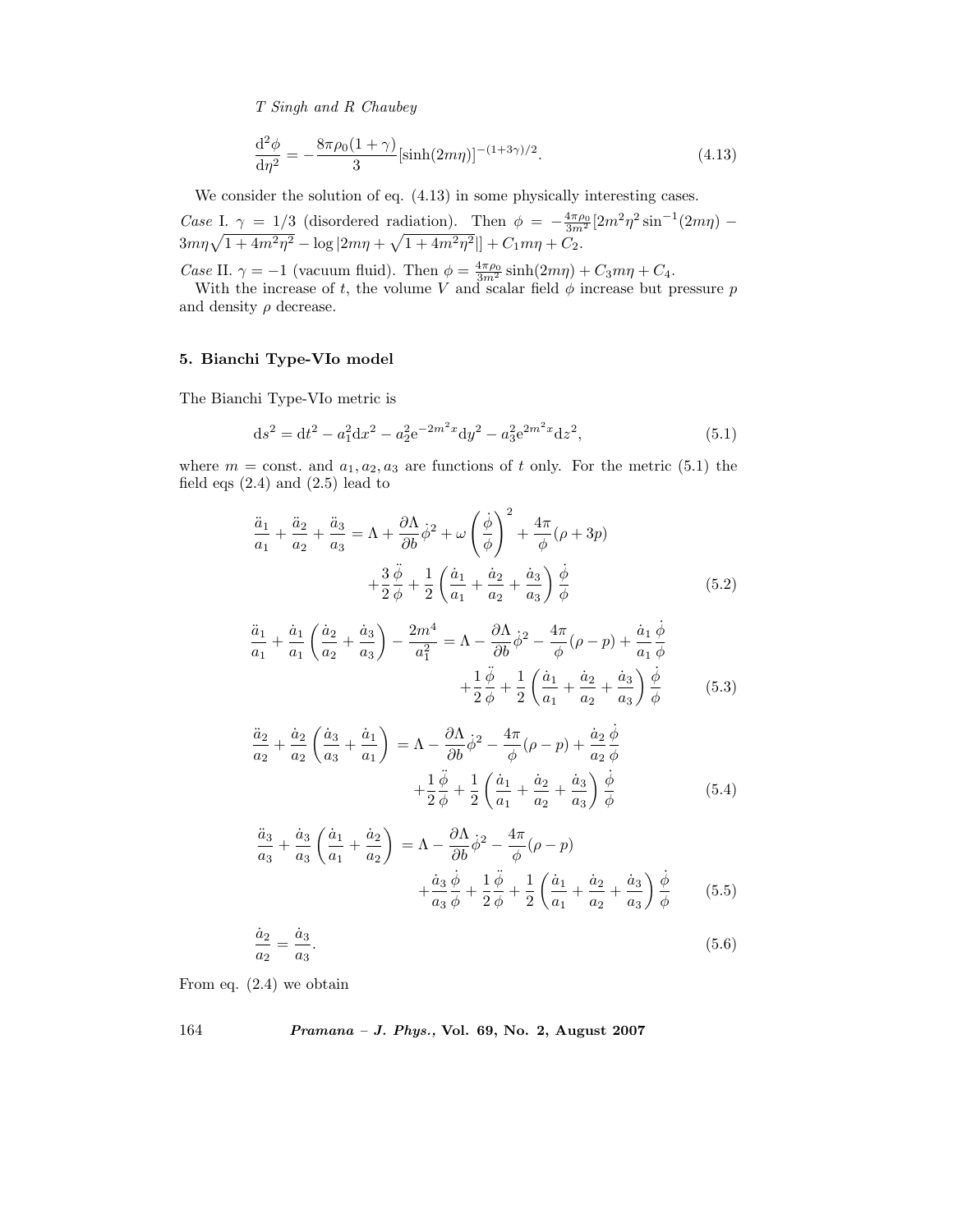$$
\frac{\mathrm{d}^2\phi}{\mathrm{d}\eta^2} = -\frac{8\pi\rho_0(1+\gamma)}{3}[\sinh(2m\eta)]^{-(1+3\gamma)/2}. \tag{4.13}
$$

We consider the solution of eq. (4.13) in some physically interesting cases.

*Case* I. $\gamma = 1/3$ (disordered radiation). Then $\phi = -\frac{4\pi\rho_0}{3m^2}[2m^2\eta^2 \sin^{-1}(2m\eta) - 3m\eta\sqrt{1+4m^2\eta^2} - \log|2m\eta + \sqrt{1+4m^2\eta^2}|] + C_1 m\eta + C_2$.

*Case* II. $\gamma = -1$ (vacuum fluid). Then $\phi = \frac{4\pi\rho_0}{3m^2}\sinh(2m\eta) + C_3 m\eta + C_4$.

With the increase of $t$, the volume $V$ and scalar field $\phi$ increase but pressure $p$ and density $\rho$ decrease.

## 5. Bianchi Type-VIo model

The Bianchi Type-VIo metric is

$$
\mathrm{d}s^2 = \mathrm{d}t^2 - a_1^2\mathrm{d}x^2 - a_2^2\mathrm{e}^{-2m^2x}\mathrm{d}y^2 - a_3^2\mathrm{e}^{2m^2x}\mathrm{d}z^2, \tag{5.1}
$$

where $m = \text{const.}$ and $a_1, a_2, a_3$ are functions of $t$ only. For the metric (5.1) the field eqs (2.4) and (2.5) lead to

$$
\frac{\ddot{a}_1}{a_1} + \frac{\ddot{a}_2}{a_2} + \frac{\ddot{a}_3}{a_3} = \Lambda + \frac{\partial\Lambda}{\partial b}\dot{\phi}^2 + \omega\left(\frac{\dot{\phi}}{\phi}\right)^2 + \frac{4\pi}{\phi}(\rho + 3p) + \frac{3}{2}\frac{\ddot{\phi}}{\phi} + \frac{1}{2}\left(\frac{\dot{a}_1}{a_1} + \frac{\dot{a}_2}{a_2} + \frac{\dot{a}_3}{a_3}\right)\frac{\dot{\phi}}{\phi} \tag{5.2}
$$

$$
\frac{\ddot{a}_1}{a_1} + \frac{\dot{a}_1}{a_1}\left(\frac{\dot{a}_2}{a_2} + \frac{\dot{a}_3}{a_3}\right) - \frac{2m^4}{a_1^2} = \Lambda - \frac{\partial\Lambda}{\partial b}\dot{\phi}^2 - \frac{4\pi}{\phi}(\rho - p) + \frac{\dot{a}_1}{a_1}\frac{\dot{\phi}}{\phi} + \frac{1}{2}\frac{\ddot{\phi}}{\phi} + \frac{1}{2}\left(\frac{\dot{a}_1}{a_1} + \frac{\dot{a}_2}{a_2} + \frac{\dot{a}_3}{a_3}\right)\frac{\dot{\phi}}{\phi} \tag{5.3}
$$

$$
\frac{\ddot{a}_2}{a_2} + \frac{\dot{a}_2}{a_2}\left(\frac{\dot{a}_3}{a_3} + \frac{\dot{a}_1}{a_1}\right) = \Lambda - \frac{\partial\Lambda}{\partial b}\dot{\phi}^2 - \frac{4\pi}{\phi}(\rho - p) + \frac{\dot{a}_2}{a_2}\frac{\dot{\phi}}{\phi} + \frac{1}{2}\frac{\ddot{\phi}}{\phi} + \frac{1}{2}\left(\frac{\dot{a}_1}{a_1} + \frac{\dot{a}_2}{a_2} + \frac{\dot{a}_3}{a_3}\right)\frac{\dot{\phi}}{\phi} \tag{5.4}
$$

$$
\frac{\ddot{a}_3}{a_3} + \frac{\dot{a}_3}{a_3}\left(\frac{\dot{a}_1}{a_1} + \frac{\dot{a}_2}{a_2}\right) = \Lambda - \frac{\partial\Lambda}{\partial b}\dot{\phi}^2 - \frac{4\pi}{\phi}(\rho - p) + \frac{\dot{a}_3}{a_3}\frac{\dot{\phi}}{\phi} + \frac{1}{2}\frac{\ddot{\phi}}{\phi} + \frac{1}{2}\left(\frac{\dot{a}_1}{a_1} + \frac{\dot{a}_2}{a_2} + \frac{\dot{a}_3}{a_3}\right)\frac{\dot{\phi}}{\phi} \tag{5.5}
$$

$$
\frac{\dot{a}_2}{a_2} = \frac{\dot{a}_3}{a_3}. \tag{5.6}
$$

From eq. (2.4) we obtain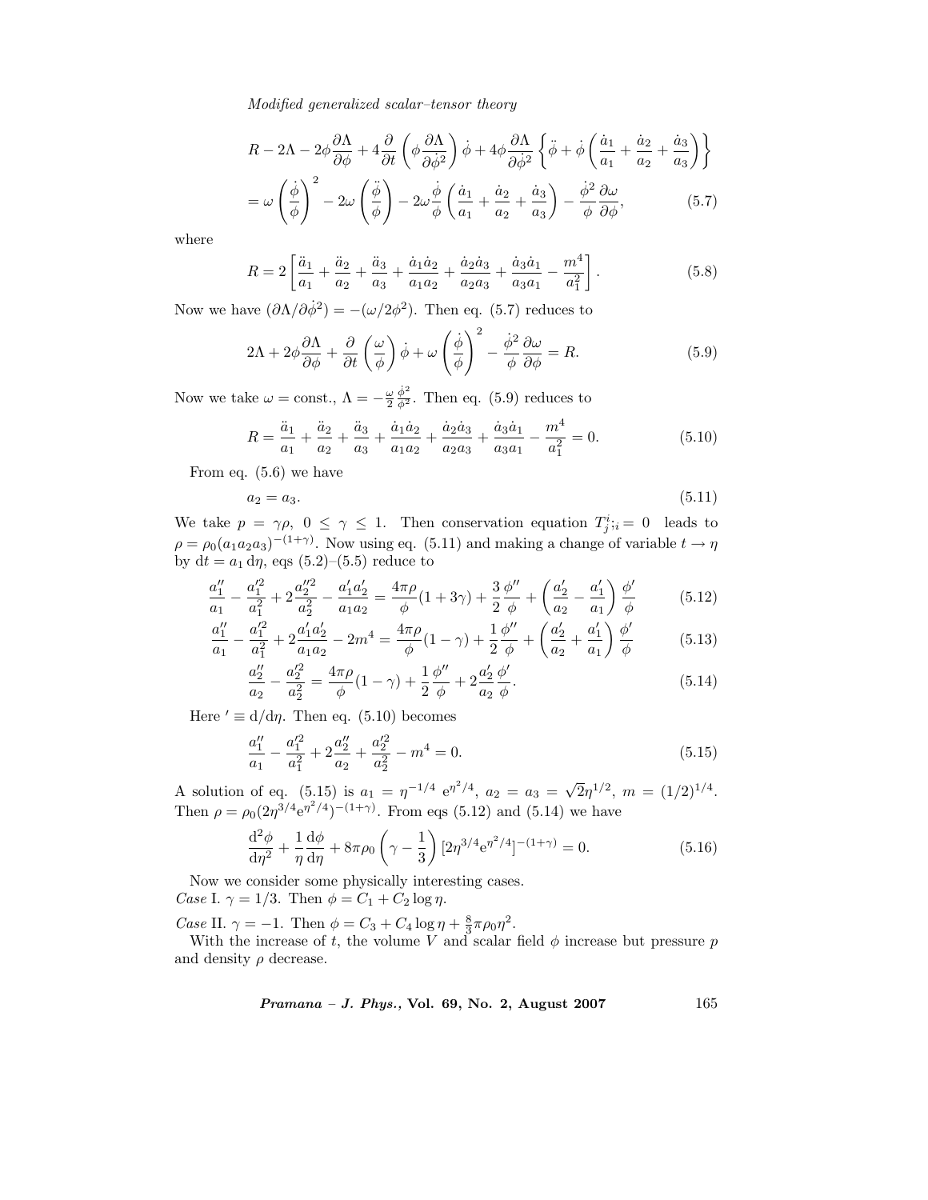$$R - 2\Lambda - 2\phi\frac{\partial\Lambda}{\partial\phi} + 4\frac{\partial}{\partial t}\left(\phi\frac{\partial\Lambda}{\partial\dot{\phi}^2}\right)\dot{\phi} + 4\phi\frac{\partial\Lambda}{\partial\dot{\phi}^2}\left\{\ddot{\phi} + \dot{\phi}\left(\frac{\dot{a}_1}{a_1} + \frac{\dot{a}_2}{a_2} + \frac{\dot{a}_3}{a_3}\right)\right\}$$
$$= \omega\left(\frac{\dot{\phi}}{\phi}\right)^2 - 2\omega\left(\frac{\ddot{\phi}}{\phi}\right) - 2\omega\frac{\dot{\phi}}{\phi}\left(\frac{\dot{a}_1}{a_1} + \frac{\dot{a}_2}{a_2} + \frac{\dot{a}_3}{a_3}\right) - \frac{\dot{\phi}^2}{\phi}\frac{\partial\omega}{\partial\phi}, \tag{5.7}$$

where

$$R = 2\left[\frac{\ddot{a}_1}{a_1} + \frac{\ddot{a}_2}{a_2} + \frac{\ddot{a}_3}{a_3} + \frac{\dot{a}_1\dot{a}_2}{a_1a_2} + \frac{\dot{a}_2\dot{a}_3}{a_2a_3} + \frac{\dot{a}_3\dot{a}_1}{a_3a_1} - \frac{m^4}{a_1^2}\right]. \tag{5.8}$$

Now we have $(\partial\Lambda/\partial\dot{\phi}^2) = -(\omega/2\phi^2)$. Then eq. (5.7) reduces to

$$2\Lambda + 2\phi\frac{\partial\Lambda}{\partial\phi} + \frac{\partial}{\partial t}\left(\frac{\omega}{\phi}\right)\dot{\phi} + \omega\left(\frac{\dot{\phi}}{\phi}\right)^2 - \frac{\dot{\phi}^2}{\phi}\frac{\partial\omega}{\partial\phi} = R. \tag{5.9}$$

Now we take $\omega = \text{const.}$, $\Lambda = -\frac{\omega}{2}\frac{\dot{\phi}^2}{\phi^2}$. Then eq. (5.9) reduces to

$$R = \frac{\ddot{a}_1}{a_1} + \frac{\ddot{a}_2}{a_2} + \frac{\ddot{a}_3}{a_3} + \frac{\dot{a}_1\dot{a}_2}{a_1a_2} + \frac{\dot{a}_2\dot{a}_3}{a_2a_3} + \frac{\dot{a}_3\dot{a}_1}{a_3a_1} - \frac{m^4}{a_1^2} = 0. \tag{5.10}$$

From eq. (5.6) we have

$$a_2 = a_3. \tag{5.11}$$

We take $p = \gamma\rho$, $0 \leq \gamma \leq 1$. Then conservation equation $T^i_{j;i} = 0$ leads to $\rho = \rho_0(a_1a_2a_3)^{-(1+\gamma)}$. Now using eq. (5.11) and making a change of variable $t \to \eta$ by $\mathrm{d}t = a_1\,\mathrm{d}\eta$, eqs (5.2)–(5.5) reduce to

$$\frac{a_1''}{a_1} - \frac{a_1'^2}{a_1^2} + 2\frac{a_2''^2}{a_2^2} - \frac{a_1'a_2'}{a_1a_2} = \frac{4\pi\rho}{\phi}(1+3\gamma) + \frac{3}{2}\frac{\phi''}{\phi} + \left(\frac{a_2'}{a_2} - \frac{a_1'}{a_1}\right)\frac{\phi'}{\phi} \tag{5.12}$$

$$\frac{a_1''}{a_1} - \frac{a_1'^2}{a_1^2} + 2\frac{a_1'a_2'}{a_1a_2} - 2m^4 = \frac{4\pi\rho}{\phi}(1-\gamma) + \frac{1}{2}\frac{\phi''}{\phi} + \left(\frac{a_2'}{a_2} + \frac{a_1'}{a_1}\right)\frac{\phi'}{\phi} \tag{5.13}$$

$$\frac{a_2''}{a_2} - \frac{a_2'^2}{a_2^2} = \frac{4\pi\rho}{\phi}(1-\gamma) + \frac{1}{2}\frac{\phi''}{\phi} + 2\frac{a_2'}{a_2}\frac{\phi'}{\phi}. \tag{5.14}$$

Here $' \equiv \mathrm{d}/\mathrm{d}\eta$. Then eq. (5.10) becomes

$$\frac{a_1''}{a_1} - \frac{a_1'^2}{a_1^2} + 2\frac{a_2''}{a_2} + \frac{a_2'^2}{a_2^2} - m^4 = 0. \tag{5.15}$$

A solution of eq. (5.15) is $a_1 = \eta^{-1/4}\,\mathrm{e}^{\eta^2/4}$, $a_2 = a_3 = \sqrt{2}\eta^{1/2}$, $m = (1/2)^{1/4}$. Then $\rho = \rho_0(2\eta^{3/4}\mathrm{e}^{\eta^2/4})^{-(1+\gamma)}$. From eqs (5.12) and (5.14) we have

$$\frac{\mathrm{d}^2\phi}{\mathrm{d}\eta^2} + \frac{1}{\eta}\frac{\mathrm{d}\phi}{\mathrm{d}\eta} + 8\pi\rho_0\left(\gamma - \frac{1}{3}\right)[2\eta^{3/4}\mathrm{e}^{\eta^2/4}]^{-(1+\gamma)} = 0. \tag{5.16}$$

Now we consider some physically interesting cases.

*Case* I. $\gamma = 1/3$. Then $\phi = C_1 + C_2\log\eta$.

*Case* II. $\gamma = -1$. Then $\phi = C_3 + C_4\log\eta + \frac{8}{3}\pi\rho_0\eta^2$.

With the increase of $t$, the volume $V$ and scalar field $\phi$ increase but pressure $p$ and density $\rho$ decrease.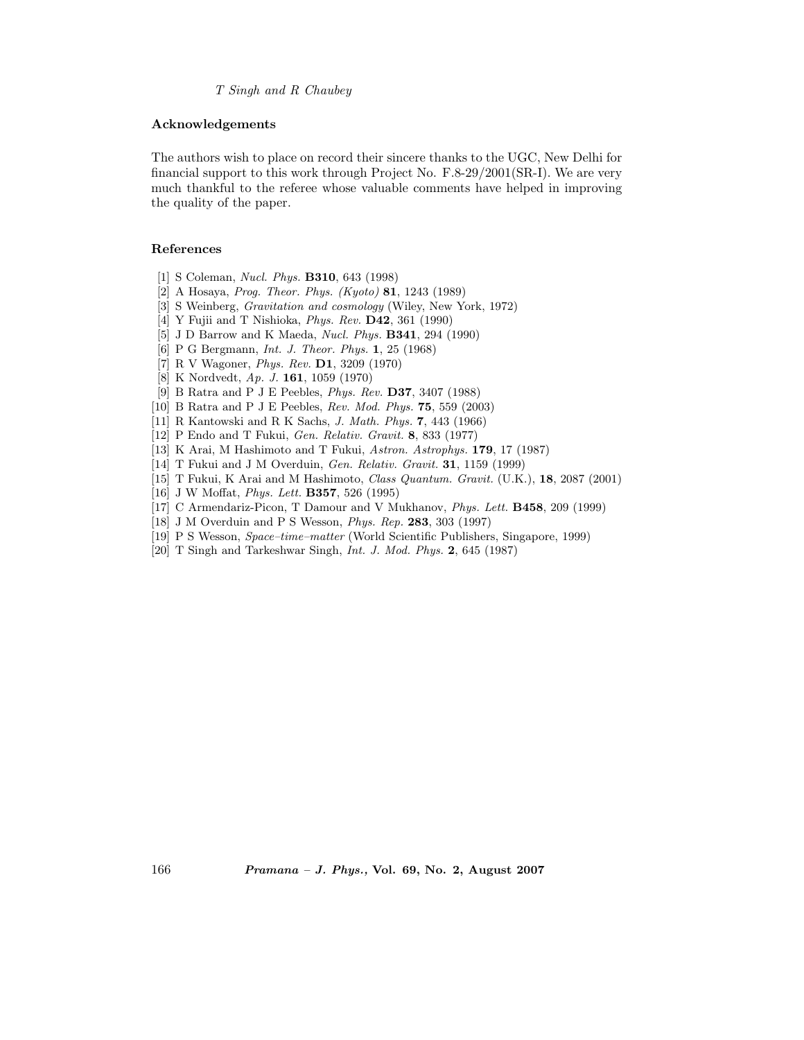## Acknowledgements

The authors wish to place on record their sincere thanks to the UGC, New Delhi for financial support to this work through Project No. F.8-29/2001(SR-I). We are very much thankful to the referee whose valuable comments have helped in improving the quality of the paper.

## References

[1] S Coleman, *Nucl. Phys.* **B310**, 643 (1998)
[2] A Hosaya, *Prog. Theor. Phys. (Kyoto)* **81**, 1243 (1989)
[3] S Weinberg, *Gravitation and cosmology* (Wiley, New York, 1972)
[4] Y Fujii and T Nishioka, *Phys. Rev.* **D42**, 361 (1990)
[5] J D Barrow and K Maeda, *Nucl. Phys.* **B341**, 294 (1990)
[6] P G Bergmann, *Int. J. Theor. Phys.* **1**, 25 (1968)
[7] R V Wagoner, *Phys. Rev.* **D1**, 3209 (1970)
[8] K Nordvedt, *Ap. J.* **161**, 1059 (1970)
[9] B Ratra and P J E Peebles, *Phys. Rev.* **D37**, 3407 (1988)
[10] B Ratra and P J E Peebles, *Rev. Mod. Phys.* **75**, 559 (2003)
[11] R Kantowski and R K Sachs, *J. Math. Phys.* **7**, 443 (1966)
[12] P Endo and T Fukui, *Gen. Relativ. Gravit.* **8**, 833 (1977)
[13] K Arai, M Hashimoto and T Fukui, *Astron. Astrophys.* **179**, 17 (1987)
[14] T Fukui and J M Overduin, *Gen. Relativ. Gravit.* **31**, 1159 (1999)
[15] T Fukui, K Arai and M Hashimoto, *Class Quantum. Gravit.* (U.K.), **18**, 2087 (2001)
[16] J W Moffat, *Phys. Lett.* **B357**, 526 (1995)
[17] C Armendariz-Picon, T Damour and V Mukhanov, *Phys. Lett.* **B458**, 209 (1999)
[18] J M Overduin and P S Wesson, *Phys. Rep.* **283**, 303 (1997)
[19] P S Wesson, *Space–time–matter* (World Scientific Publishers, Singapore, 1999)
[20] T Singh and Tarkeshwar Singh, *Int. J. Mod. Phys.* **2**, 645 (1987)